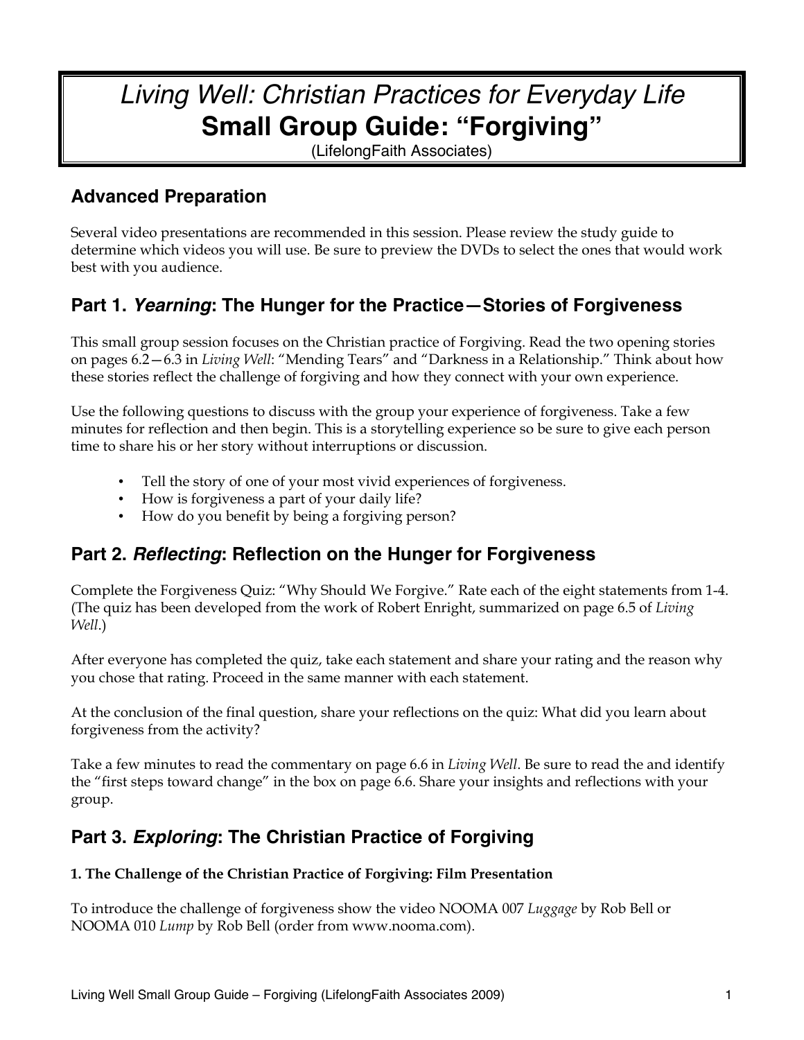# *Living Well: Christian Practices for Everyday Life*
# Small Group Guide: "Forgiving"

(LifelongFaith Associates)

## Advanced Preparation

Several video presentations are recommended in this session. Please review the study guide to determine which videos you will use. Be sure to preview the DVDs to select the ones that would work best with you audience.

## Part 1. *Yearning*: The Hunger for the Practice—Stories of Forgiveness

This small group session focuses on the Christian practice of Forgiving. Read the two opening stories on pages 6.2—6.3 in *Living Well*: "Mending Tears" and "Darkness in a Relationship." Think about how these stories reflect the challenge of forgiving and how they connect with your own experience.

Use the following questions to discuss with the group your experience of forgiveness. Take a few minutes for reflection and then begin. This is a storytelling experience so be sure to give each person time to share his or her story without interruptions or discussion.

- Tell the story of one of your most vivid experiences of forgiveness.
- How is forgiveness a part of your daily life?
- How do you benefit by being a forgiving person?

## Part 2. *Reflecting*: Reflection on the Hunger for Forgiveness

Complete the Forgiveness Quiz: "Why Should We Forgive." Rate each of the eight statements from 1-4. (The quiz has been developed from the work of Robert Enright, summarized on page 6.5 of *Living Well*.)

After everyone has completed the quiz, take each statement and share your rating and the reason why you chose that rating. Proceed in the same manner with each statement.

At the conclusion of the final question, share your reflections on the quiz: What did you learn about forgiveness from the activity?

Take a few minutes to read the commentary on page 6.6 in *Living Well*. Be sure to read the and identify the "first steps toward change" in the box on page 6.6. Share your insights and reflections with your group.

## Part 3. *Exploring*: The Christian Practice of Forgiving

**1. The Challenge of the Christian Practice of Forgiving: Film Presentation**

To introduce the challenge of forgiveness show the video NOOMA 007 *Luggage* by Rob Bell or NOOMA 010 *Lump* by Rob Bell (order from www.nooma.com).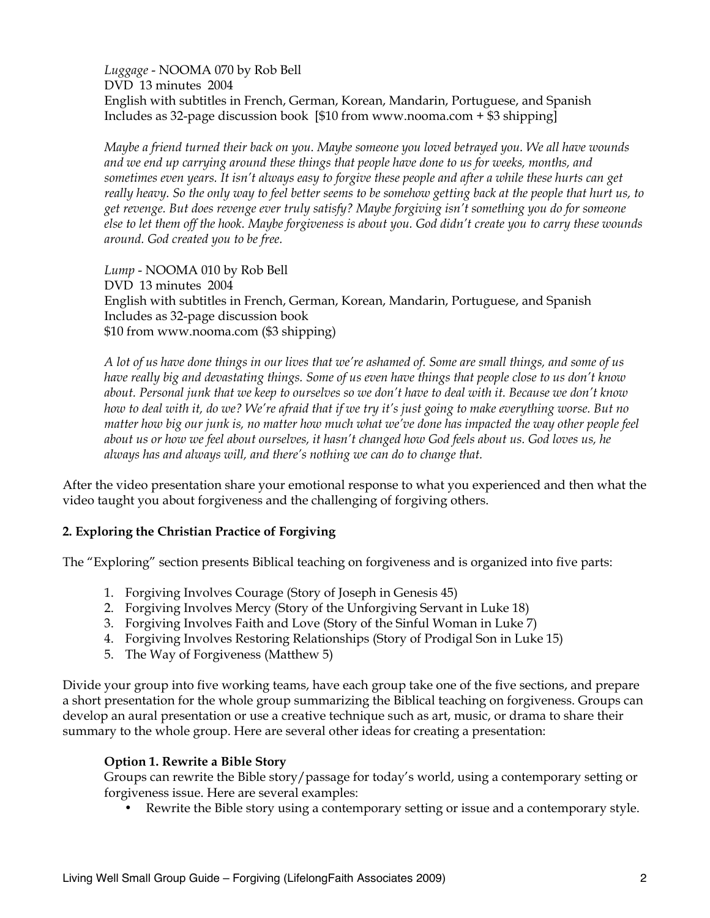*Luggage* - NOOMA 070 by Rob Bell
DVD 13 minutes 2004
English with subtitles in French, German, Korean, Mandarin, Portuguese, and Spanish
Includes as 32-page discussion book [$10 from www.nooma.com + $3 shipping]

*Maybe a friend turned their back on you. Maybe someone you loved betrayed you. We all have wounds and we end up carrying around these things that people have done to us for weeks, months, and sometimes even years. It isn't always easy to forgive these people and after a while these hurts can get really heavy. So the only way to feel better seems to be somehow getting back at the people that hurt us, to get revenge. But does revenge ever truly satisfy? Maybe forgiving isn't something you do for someone else to let them off the hook. Maybe forgiveness is about you. God didn't create you to carry these wounds around. God created you to be free.*

*Lump* - NOOMA 010 by Rob Bell
DVD 13 minutes 2004
English with subtitles in French, German, Korean, Mandarin, Portuguese, and Spanish
Includes as 32-page discussion book
$10 from www.nooma.com ($3 shipping)

*A lot of us have done things in our lives that we're ashamed of. Some are small things, and some of us have really big and devastating things. Some of us even have things that people close to us don't know about. Personal junk that we keep to ourselves so we don't have to deal with it. Because we don't know how to deal with it, do we? We're afraid that if we try it's just going to make everything worse. But no matter how big our junk is, no matter how much what we've done has impacted the way other people feel about us or how we feel about ourselves, it hasn't changed how God feels about us. God loves us, he always has and always will, and there's nothing we can do to change that.*

After the video presentation share your emotional response to what you experienced and then what the video taught you about forgiveness and the challenging of forgiving others.

### 2. Exploring the Christian Practice of Forgiving

The "Exploring" section presents Biblical teaching on forgiveness and is organized into five parts:

1. Forgiving Involves Courage (Story of Joseph in Genesis 45)
2. Forgiving Involves Mercy (Story of the Unforgiving Servant in Luke 18)
3. Forgiving Involves Faith and Love (Story of the Sinful Woman in Luke 7)
4. Forgiving Involves Restoring Relationships (Story of Prodigal Son in Luke 15)
5. The Way of Forgiveness (Matthew 5)

Divide your group into five working teams, have each group take one of the five sections, and prepare a short presentation for the whole group summarizing the Biblical teaching on forgiveness. Groups can develop an aural presentation or use a creative technique such as art, music, or drama to share their summary to the whole group. Here are several other ideas for creating a presentation:

#### Option 1. Rewrite a Bible Story

Groups can rewrite the Bible story/passage for today's world, using a contemporary setting or forgiveness issue. Here are several examples:

- Rewrite the Bible story using a contemporary setting or issue and a contemporary style.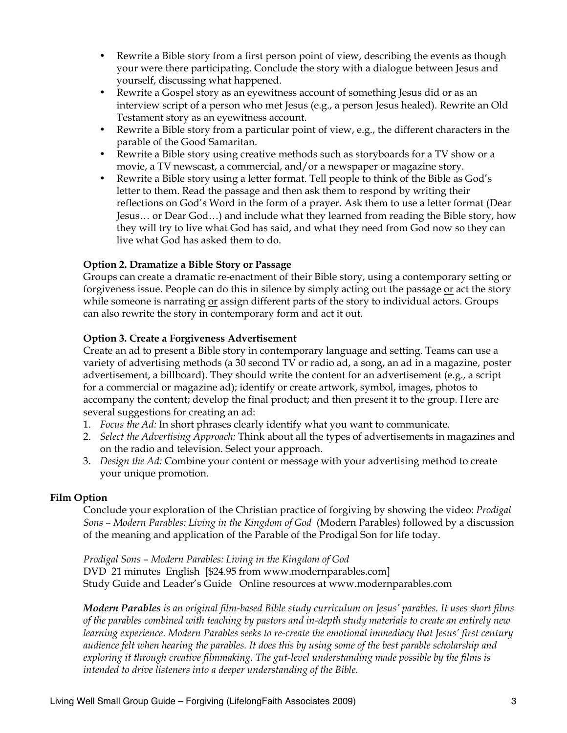- Rewrite a Bible story from a first person point of view, describing the events as though your were there participating. Conclude the story with a dialogue between Jesus and yourself, discussing what happened.
- Rewrite a Gospel story as an eyewitness account of something Jesus did or as an interview script of a person who met Jesus (e.g., a person Jesus healed). Rewrite an Old Testament story as an eyewitness account.
- Rewrite a Bible story from a particular point of view, e.g., the different characters in the parable of the Good Samaritan.
- Rewrite a Bible story using creative methods such as storyboards for a TV show or a movie, a TV newscast, a commercial, and/or a newspaper or magazine story.
- Rewrite a Bible story using a letter format. Tell people to think of the Bible as God's letter to them. Read the passage and then ask them to respond by writing their reflections on God's Word in the form of a prayer. Ask them to use a letter format (Dear Jesus… or Dear God…) and include what they learned from reading the Bible story, how they will try to live what God has said, and what they need from God now so they can live what God has asked them to do.

**Option 2. Dramatize a Bible Story or Passage**

Groups can create a dramatic re-enactment of their Bible story, using a contemporary setting or forgiveness issue. People can do this in silence by simply acting out the passage <u>or</u> act the story while someone is narrating <u>or</u> assign different parts of the story to individual actors. Groups can also rewrite the story in contemporary form and act it out.

**Option 3. Create a Forgiveness Advertisement**

Create an ad to present a Bible story in contemporary language and setting. Teams can use a variety of advertising methods (a 30 second TV or radio ad, a song, an ad in a magazine, poster advertisement, a billboard). They should write the content for an advertisement (e.g., a script for a commercial or magazine ad); identify or create artwork, symbol, images, photos to accompany the content; develop the final product; and then present it to the group. Here are several suggestions for creating an ad:

1. *Focus the Ad:* In short phrases clearly identify what you want to communicate.
2. *Select the Advertising Approach:* Think about all the types of advertisements in magazines and on the radio and television. Select your approach.
3. *Design the Ad:* Combine your content or message with your advertising method to create your unique promotion.

**Film Option**

Conclude your exploration of the Christian practice of forgiving by showing the video: *Prodigal Sons – Modern Parables: Living in the Kingdom of God* (Modern Parables) followed by a discussion of the meaning and application of the Parable of the Prodigal Son for life today.

*Prodigal Sons – Modern Parables: Living in the Kingdom of God*
DVD 21 minutes English [$24.95 from www.modernparables.com]
Study Guide and Leader's Guide Online resources at www.modernparables.com

***Modern Parables** is an original film-based Bible study curriculum on Jesus' parables. It uses short films of the parables combined with teaching by pastors and in-depth study materials to create an entirely new learning experience. Modern Parables seeks to re-create the emotional immediacy that Jesus' first century audience felt when hearing the parables. It does this by using some of the best parable scholarship and exploring it through creative filmmaking. The gut-level understanding made possible by the films is intended to drive listeners into a deeper understanding of the Bible.*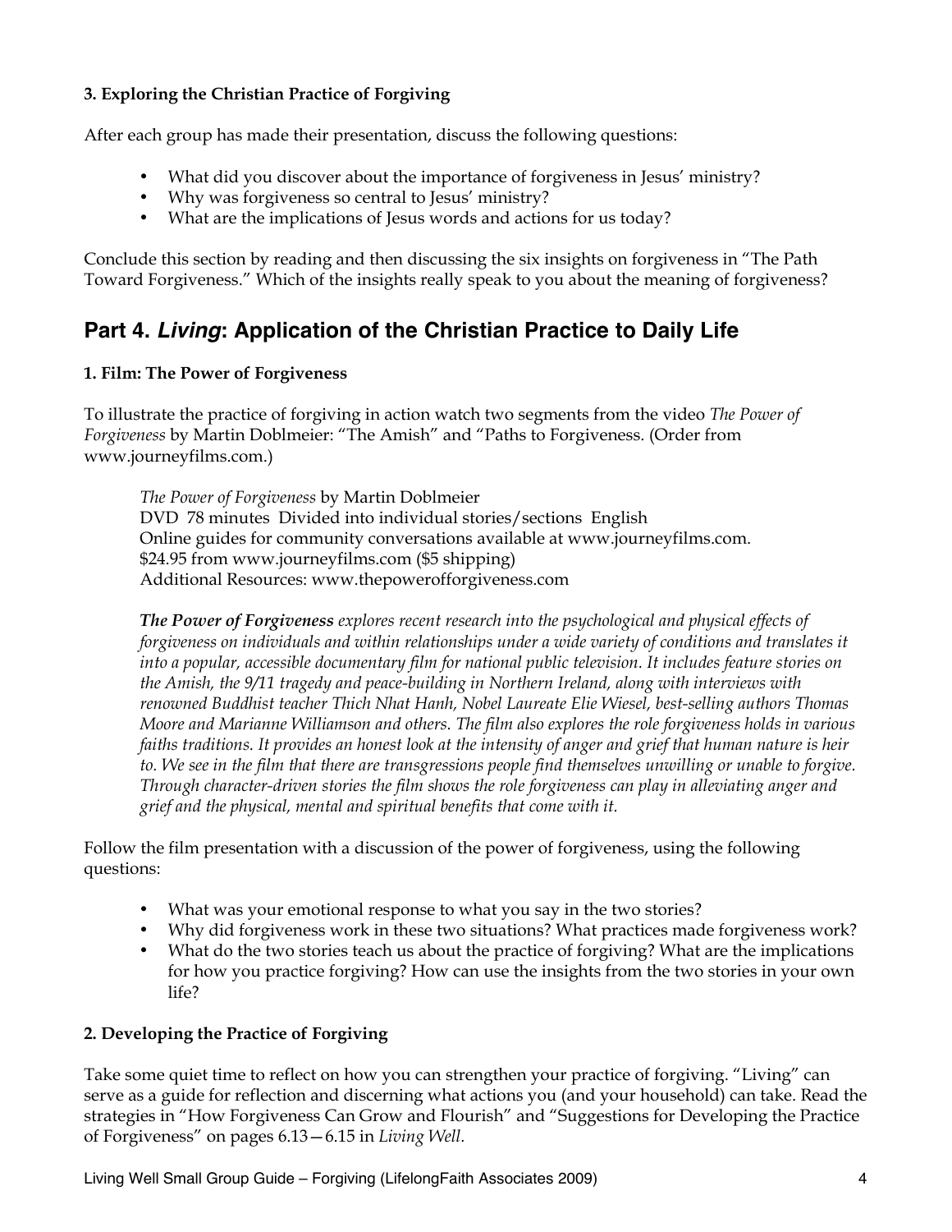**3. Exploring the Christian Practice of Forgiving**

After each group has made their presentation, discuss the following questions:

- What did you discover about the importance of forgiveness in Jesus' ministry?
- Why was forgiveness so central to Jesus' ministry?
- What are the implications of Jesus words and actions for us today?

Conclude this section by reading and then discussing the six insights on forgiveness in "The Path Toward Forgiveness." Which of the insights really speak to you about the meaning of forgiveness?

## Part 4. *Living*: Application of the Christian Practice to Daily Life

**1. Film: The Power of Forgiveness**

To illustrate the practice of forgiving in action watch two segments from the video *The Power of Forgiveness* by Martin Doblmeier: "The Amish" and "Paths to Forgiveness. (Order from www.journeyfilms.com.)

> *The Power of Forgiveness* by Martin Doblmeier
> DVD 78 minutes Divided into individual stories/sections English
> Online guides for community conversations available at www.journeyfilms.com.
> $24.95 from www.journeyfilms.com ($5 shipping)
> Additional Resources: www.thepowerofforgiveness.com
>
> ***The Power of Forgiveness*** *explores recent research into the psychological and physical effects of forgiveness on individuals and within relationships under a wide variety of conditions and translates it into a popular, accessible documentary film for national public television. It includes feature stories on the Amish, the 9/11 tragedy and peace-building in Northern Ireland, along with interviews with renowned Buddhist teacher Thich Nhat Hanh, Nobel Laureate Elie Wiesel, best-selling authors Thomas Moore and Marianne Williamson and others. The film also explores the role forgiveness holds in various faiths traditions. It provides an honest look at the intensity of anger and grief that human nature is heir to. We see in the film that there are transgressions people find themselves unwilling or unable to forgive. Through character-driven stories the film shows the role forgiveness can play in alleviating anger and grief and the physical, mental and spiritual benefits that come with it.*

Follow the film presentation with a discussion of the power of forgiveness, using the following questions:

- What was your emotional response to what you say in the two stories?
- Why did forgiveness work in these two situations? What practices made forgiveness work?
- What do the two stories teach us about the practice of forgiving? What are the implications for how you practice forgiving? How can use the insights from the two stories in your own life?

**2. Developing the Practice of Forgiving**

Take some quiet time to reflect on how you can strengthen your practice of forgiving. "Living" can serve as a guide for reflection and discerning what actions you (and your household) can take. Read the strategies in "How Forgiveness Can Grow and Flourish" and "Suggestions for Developing the Practice of Forgiveness" on pages 6.13—6.15 in *Living Well.*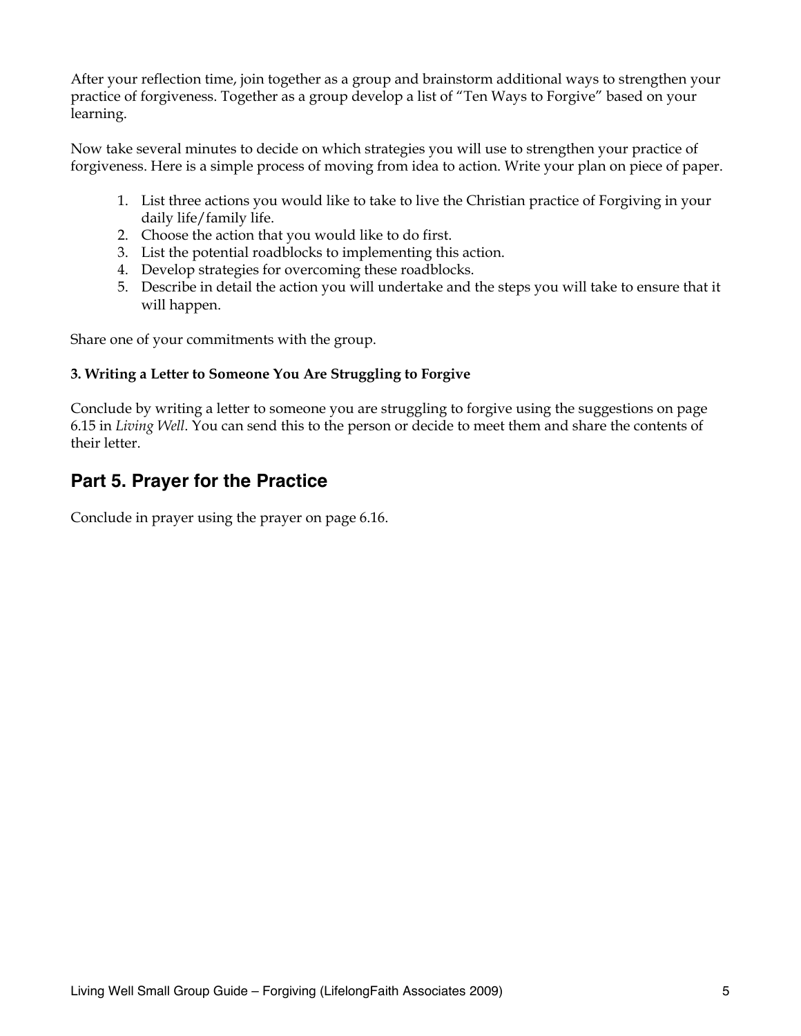After your reflection time, join together as a group and brainstorm additional ways to strengthen your practice of forgiveness. Together as a group develop a list of "Ten Ways to Forgive" based on your learning.

Now take several minutes to decide on which strategies you will use to strengthen your practice of forgiveness. Here is a simple process of moving from idea to action. Write your plan on piece of paper.

1. List three actions you would like to take to live the Christian practice of Forgiving in your daily life/family life.
2. Choose the action that you would like to do first.
3. List the potential roadblocks to implementing this action.
4. Develop strategies for overcoming these roadblocks.
5. Describe in detail the action you will undertake and the steps you will take to ensure that it will happen.

Share one of your commitments with the group.

**3. Writing a Letter to Someone You Are Struggling to Forgive**

Conclude by writing a letter to someone you are struggling to forgive using the suggestions on page 6.15 in *Living Well*. You can send this to the person or decide to meet them and share the contents of their letter.

## Part 5. Prayer for the Practice

Conclude in prayer using the prayer on page 6.16.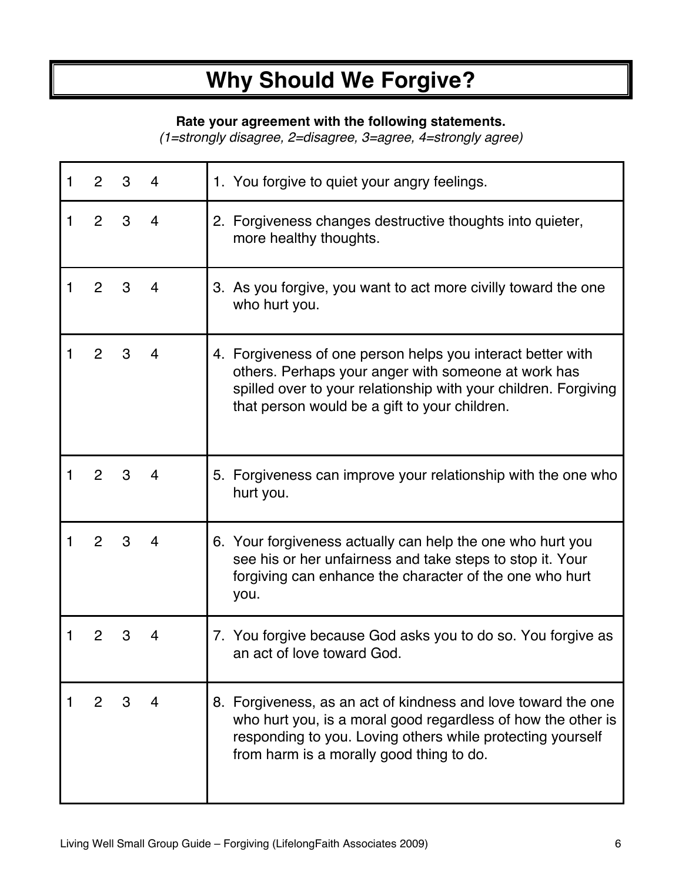# Why Should We Forgive?

**Rate your agreement with the following statements.**
*(1=strongly disagree, 2=disagree, 3=agree, 4=strongly agree)*

| Rating | Statement |
|---|---|
| 1 2 3 4 | 1. You forgive to quiet your angry feelings. |
| 1 2 3 4 | 2. Forgiveness changes destructive thoughts into quieter, more healthy thoughts. |
| 1 2 3 4 | 3. As you forgive, you want to act more civilly toward the one who hurt you. |
| 1 2 3 4 | 4. Forgiveness of one person helps you interact better with others. Perhaps your anger with someone at work has spilled over to your relationship with your children. Forgiving that person would be a gift to your children. |
| 1 2 3 4 | 5. Forgiveness can improve your relationship with the one who hurt you. |
| 1 2 3 4 | 6. Your forgiveness actually can help the one who hurt you see his or her unfairness and take steps to stop it. Your forgiving can enhance the character of the one who hurt you. |
| 1 2 3 4 | 7. You forgive because God asks you to do so. You forgive as an act of love toward God. |
| 1 2 3 4 | 8. Forgiveness, as an act of kindness and love toward the one who hurt you, is a moral good regardless of how the other is responding to you. Loving others while protecting yourself from harm is a morally good thing to do. |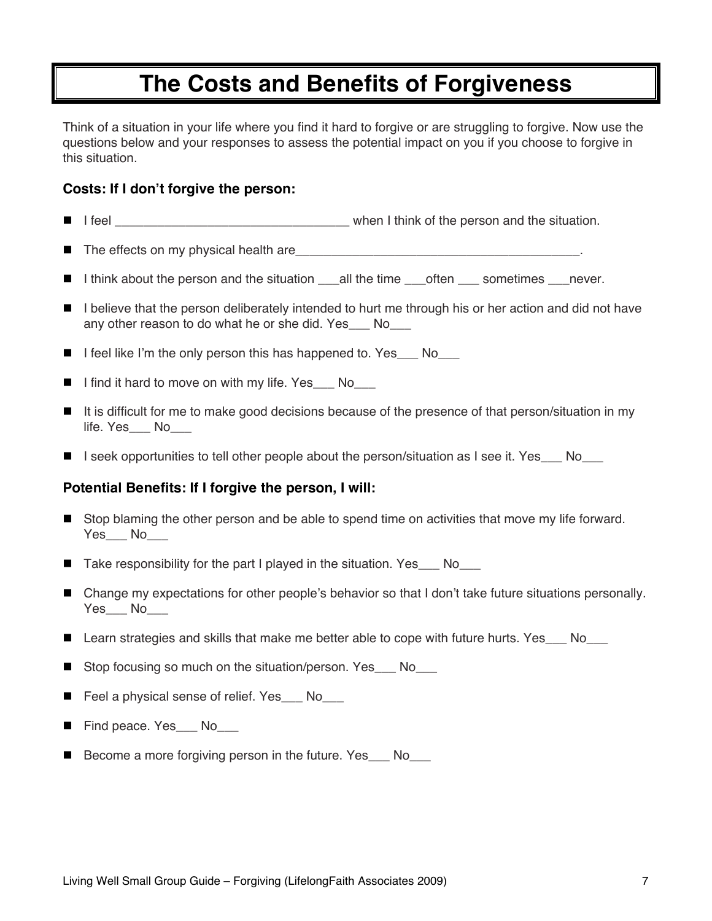# The Costs and Benefits of Forgiveness

Think of a situation in your life where you find it hard to forgive or are struggling to forgive. Now use the questions below and your responses to assess the potential impact on you if you choose to forgive in this situation.

### Costs: If I don't forgive the person:

- I feel _________________________________ when I think of the person and the situation.
- The effects on my physical health are_________________________________________.
- I think about the person and the situation ___all the time ___often ___ sometimes ___never.
- I believe that the person deliberately intended to hurt me through his or her action and did not have any other reason to do what he or she did. Yes___ No___
- I feel like I'm the only person this has happened to. Yes___ No___
- I find it hard to move on with my life. Yes___ No___
- It is difficult for me to make good decisions because of the presence of that person/situation in my life. Yes___ No___
- I seek opportunities to tell other people about the person/situation as I see it. Yes___ No___

### Potential Benefits: If I forgive the person, I will:

- Stop blaming the other person and be able to spend time on activities that move my life forward. Yes___ No___
- Take responsibility for the part I played in the situation. Yes___ No___
- Change my expectations for other people's behavior so that I don't take future situations personally. Yes___ No___
- Learn strategies and skills that make me better able to cope with future hurts. Yes___ No___
- Stop focusing so much on the situation/person. Yes___ No___
- Feel a physical sense of relief. Yes___ No___
- Find peace. Yes___ No___
- Become a more forgiving person in the future. Yes___ No___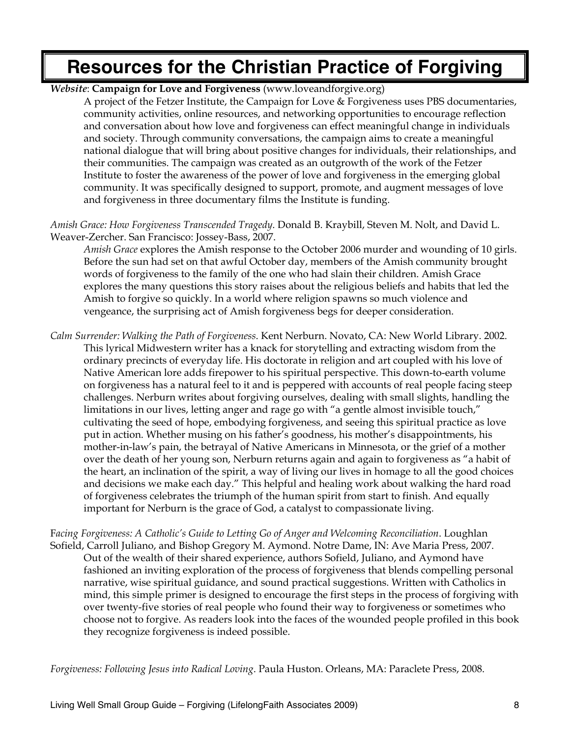# Resources for the Christian Practice of Forgiving

***Website***: **Campaign for Love and Forgiveness** (www.loveandforgive.org)

A project of the Fetzer Institute, the Campaign for Love & Forgiveness uses PBS documentaries, community activities, online resources, and networking opportunities to encourage reflection and conversation about how love and forgiveness can effect meaningful change in individuals and society. Through community conversations, the campaign aims to create a meaningful national dialogue that will bring about positive changes for individuals, their relationships, and their communities. The campaign was created as an outgrowth of the work of the Fetzer Institute to foster the awareness of the power of love and forgiveness in the emerging global community. It was specifically designed to support, promote, and augment messages of love and forgiveness in three documentary films the Institute is funding.

*Amish Grace: How Forgiveness Transcended Tragedy*. Donald B. Kraybill, Steven M. Nolt, and David L. Weaver-Zercher. San Francisco: Jossey-Bass, 2007.

*Amish Grace* explores the Amish response to the October 2006 murder and wounding of 10 girls. Before the sun had set on that awful October day, members of the Amish community brought words of forgiveness to the family of the one who had slain their children. Amish Grace explores the many questions this story raises about the religious beliefs and habits that led the Amish to forgive so quickly. In a world where religion spawns so much violence and vengeance, the surprising act of Amish forgiveness begs for deeper consideration.

*Calm Surrender: Walking the Path of Forgiveness*. Kent Nerburn. Novato, CA: New World Library. 2002.

This lyrical Midwestern writer has a knack for storytelling and extracting wisdom from the ordinary precincts of everyday life. His doctorate in religion and art coupled with his love of Native American lore adds firepower to his spiritual perspective. This down-to-earth volume on forgiveness has a natural feel to it and is peppered with accounts of real people facing steep challenges. Nerburn writes about forgiving ourselves, dealing with small slights, handling the limitations in our lives, letting anger and rage go with "a gentle almost invisible touch," cultivating the seed of hope, embodying forgiveness, and seeing this spiritual practice as love put in action. Whether musing on his father's goodness, his mother's disappointments, his mother-in-law's pain, the betrayal of Native Americans in Minnesota, or the grief of a mother over the death of her young son, Nerburn returns again and again to forgiveness as "a habit of the heart, an inclination of the spirit, a way of living our lives in homage to all the good choices and decisions we make each day." This helpful and healing work about walking the hard road of forgiveness celebrates the triumph of the human spirit from start to finish. And equally important for Nerburn is the grace of God, a catalyst to compassionate living.

F*acing Forgiveness: A Catholic's Guide to Letting Go of Anger and Welcoming Reconciliation*. Loughlan Sofield, Carroll Juliano, and Bishop Gregory M. Aymond. Notre Dame, IN: Ave Maria Press, 2007.

Out of the wealth of their shared experience, authors Sofield, Juliano, and Aymond have fashioned an inviting exploration of the process of forgiveness that blends compelling personal narrative, wise spiritual guidance, and sound practical suggestions. Written with Catholics in mind, this simple primer is designed to encourage the first steps in the process of forgiving with over twenty-five stories of real people who found their way to forgiveness or sometimes who choose not to forgive. As readers look into the faces of the wounded people profiled in this book they recognize forgiveness is indeed possible.

*Forgiveness: Following Jesus into Radical Loving*. Paula Huston. Orleans, MA: Paraclete Press, 2008.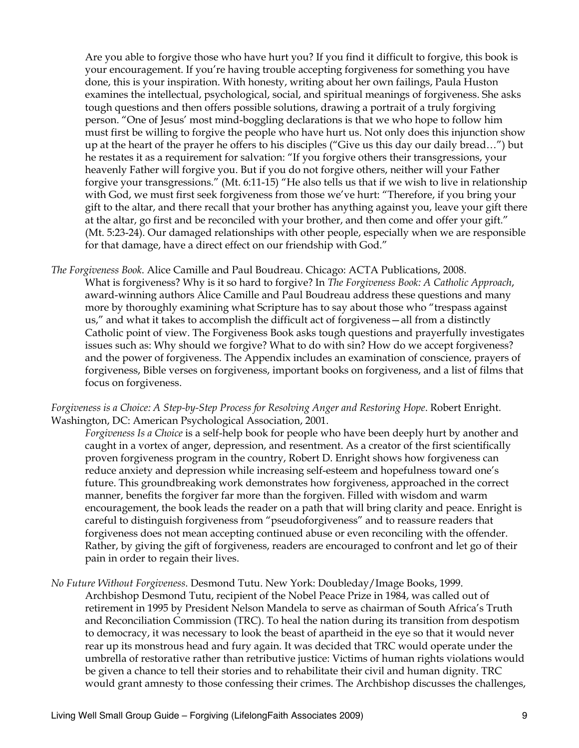Are you able to forgive those who have hurt you? If you find it difficult to forgive, this book is your encouragement. If you're having trouble accepting forgiveness for something you have done, this is your inspiration. With honesty, writing about her own failings, Paula Huston examines the intellectual, psychological, social, and spiritual meanings of forgiveness. She asks tough questions and then offers possible solutions, drawing a portrait of a truly forgiving person. "One of Jesus' most mind-boggling declarations is that we who hope to follow him must first be willing to forgive the people who have hurt us. Not only does this injunction show up at the heart of the prayer he offers to his disciples ("Give us this day our daily bread…") but he restates it as a requirement for salvation: "If you forgive others their transgressions, your heavenly Father will forgive you. But if you do not forgive others, neither will your Father forgive your transgressions." (Mt. 6:11-15) "He also tells us that if we wish to live in relationship with God, we must first seek forgiveness from those we've hurt: "Therefore, if you bring your gift to the altar, and there recall that your brother has anything against you, leave your gift there at the altar, go first and be reconciled with your brother, and then come and offer your gift." (Mt. 5:23-24). Our damaged relationships with other people, especially when we are responsible for that damage, have a direct effect on our friendship with God."

*The Forgiveness Book*. Alice Camille and Paul Boudreau. Chicago: ACTA Publications, 2008.

What is forgiveness? Why is it so hard to forgive? In *The Forgiveness Book: A Catholic Approach*, award-winning authors Alice Camille and Paul Boudreau address these questions and many more by thoroughly examining what Scripture has to say about those who "trespass against us," and what it takes to accomplish the difficult act of forgiveness—all from a distinctly Catholic point of view. The Forgiveness Book asks tough questions and prayerfully investigates issues such as: Why should we forgive? What to do with sin? How do we accept forgiveness? and the power of forgiveness. The Appendix includes an examination of conscience, prayers of forgiveness, Bible verses on forgiveness, important books on forgiveness, and a list of films that focus on forgiveness.

*Forgiveness is a Choice: A Step-by-Step Process for Resolving Anger and Restoring Hope*. Robert Enright. Washington, DC: American Psychological Association, 2001.

*Forgiveness Is a Choice* is a self-help book for people who have been deeply hurt by another and caught in a vortex of anger, depression, and resentment. As a creator of the first scientifically proven forgiveness program in the country, Robert D. Enright shows how forgiveness can reduce anxiety and depression while increasing self-esteem and hopefulness toward one's future. This groundbreaking work demonstrates how forgiveness, approached in the correct manner, benefits the forgiver far more than the forgiven. Filled with wisdom and warm encouragement, the book leads the reader on a path that will bring clarity and peace. Enright is careful to distinguish forgiveness from "pseudoforgiveness" and to reassure readers that forgiveness does not mean accepting continued abuse or even reconciling with the offender. Rather, by giving the gift of forgiveness, readers are encouraged to confront and let go of their pain in order to regain their lives.

*No Future Without Forgiveness*. Desmond Tutu. New York: Doubleday/Image Books, 1999.

Archbishop Desmond Tutu, recipient of the Nobel Peace Prize in 1984, was called out of retirement in 1995 by President Nelson Mandela to serve as chairman of South Africa's Truth and Reconciliation Commission (TRC). To heal the nation during its transition from despotism to democracy, it was necessary to look the beast of apartheid in the eye so that it would never rear up its monstrous head and fury again. It was decided that TRC would operate under the umbrella of restorative rather than retributive justice: Victims of human rights violations would be given a chance to tell their stories and to rehabilitate their civil and human dignity. TRC would grant amnesty to those confessing their crimes. The Archbishop discusses the challenges,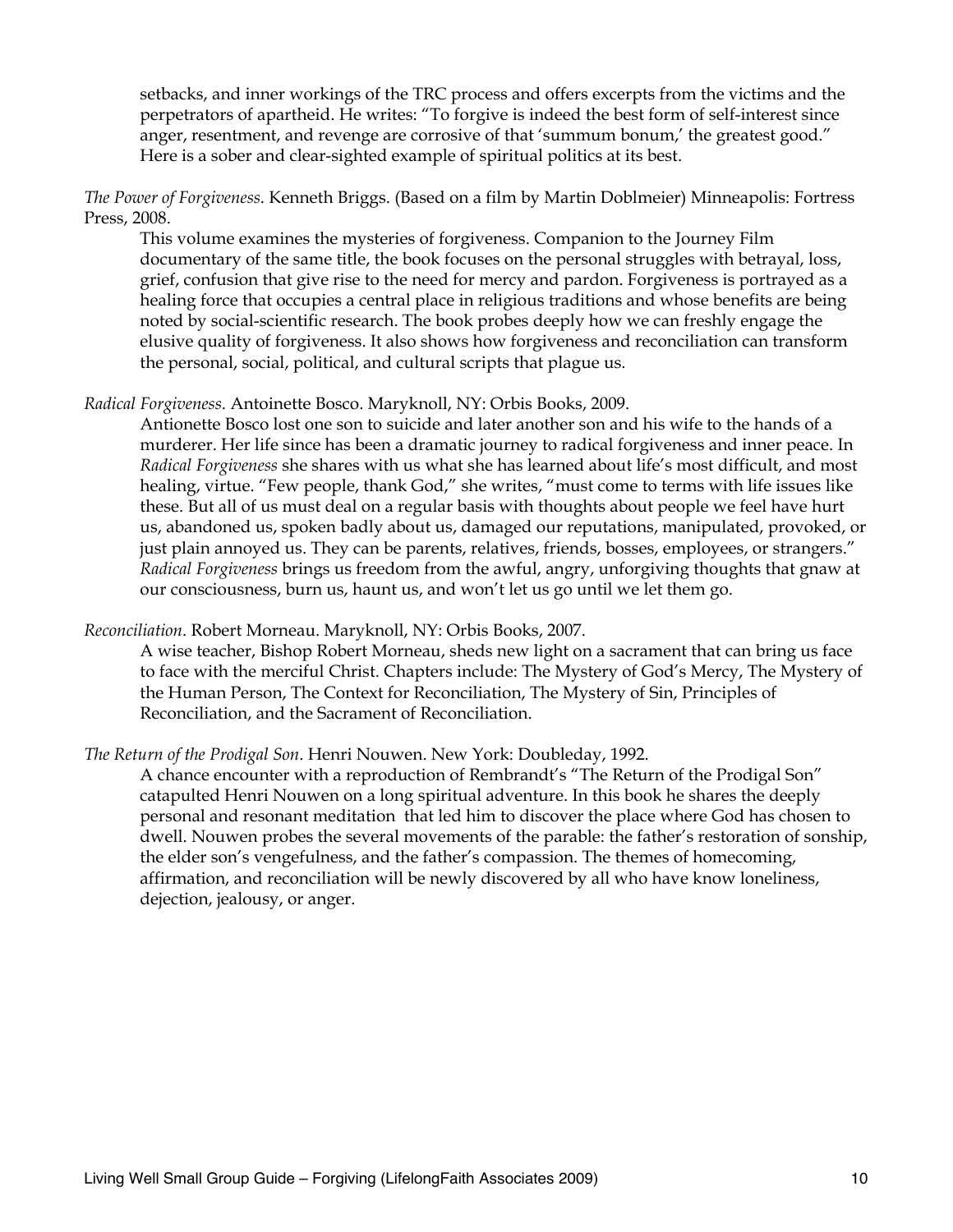setbacks, and inner workings of the TRC process and offers excerpts from the victims and the perpetrators of apartheid. He writes: "To forgive is indeed the best form of self-interest since anger, resentment, and revenge are corrosive of that 'summum bonum,' the greatest good." Here is a sober and clear-sighted example of spiritual politics at its best.

*The Power of Forgiveness*. Kenneth Briggs. (Based on a film by Martin Doblmeier) Minneapolis: Fortress Press, 2008.

This volume examines the mysteries of forgiveness. Companion to the Journey Film documentary of the same title, the book focuses on the personal struggles with betrayal, loss, grief, confusion that give rise to the need for mercy and pardon. Forgiveness is portrayed as a healing force that occupies a central place in religious traditions and whose benefits are being noted by social-scientific research. The book probes deeply how we can freshly engage the elusive quality of forgiveness. It also shows how forgiveness and reconciliation can transform the personal, social, political, and cultural scripts that plague us.

*Radical Forgiveness*. Antoinette Bosco. Maryknoll, NY: Orbis Books, 2009.

Antionette Bosco lost one son to suicide and later another son and his wife to the hands of a murderer. Her life since has been a dramatic journey to radical forgiveness and inner peace. In *Radical Forgiveness* she shares with us what she has learned about life's most difficult, and most healing, virtue. "Few people, thank God," she writes, "must come to terms with life issues like these. But all of us must deal on a regular basis with thoughts about people we feel have hurt us, abandoned us, spoken badly about us, damaged our reputations, manipulated, provoked, or just plain annoyed us. They can be parents, relatives, friends, bosses, employees, or strangers." *Radical Forgiveness* brings us freedom from the awful, angry, unforgiving thoughts that gnaw at our consciousness, burn us, haunt us, and won't let us go until we let them go.

*Reconciliation*. Robert Morneau. Maryknoll, NY: Orbis Books, 2007.

A wise teacher, Bishop Robert Morneau, sheds new light on a sacrament that can bring us face to face with the merciful Christ. Chapters include: The Mystery of God's Mercy, The Mystery of the Human Person, The Context for Reconciliation, The Mystery of Sin, Principles of Reconciliation, and the Sacrament of Reconciliation.

*The Return of the Prodigal Son*. Henri Nouwen. New York: Doubleday, 1992.

A chance encounter with a reproduction of Rembrandt's "The Return of the Prodigal Son" catapulted Henri Nouwen on a long spiritual adventure. In this book he shares the deeply personal and resonant meditation that led him to discover the place where God has chosen to dwell. Nouwen probes the several movements of the parable: the father's restoration of sonship, the elder son's vengefulness, and the father's compassion. The themes of homecoming, affirmation, and reconciliation will be newly discovered by all who have know loneliness, dejection, jealousy, or anger.